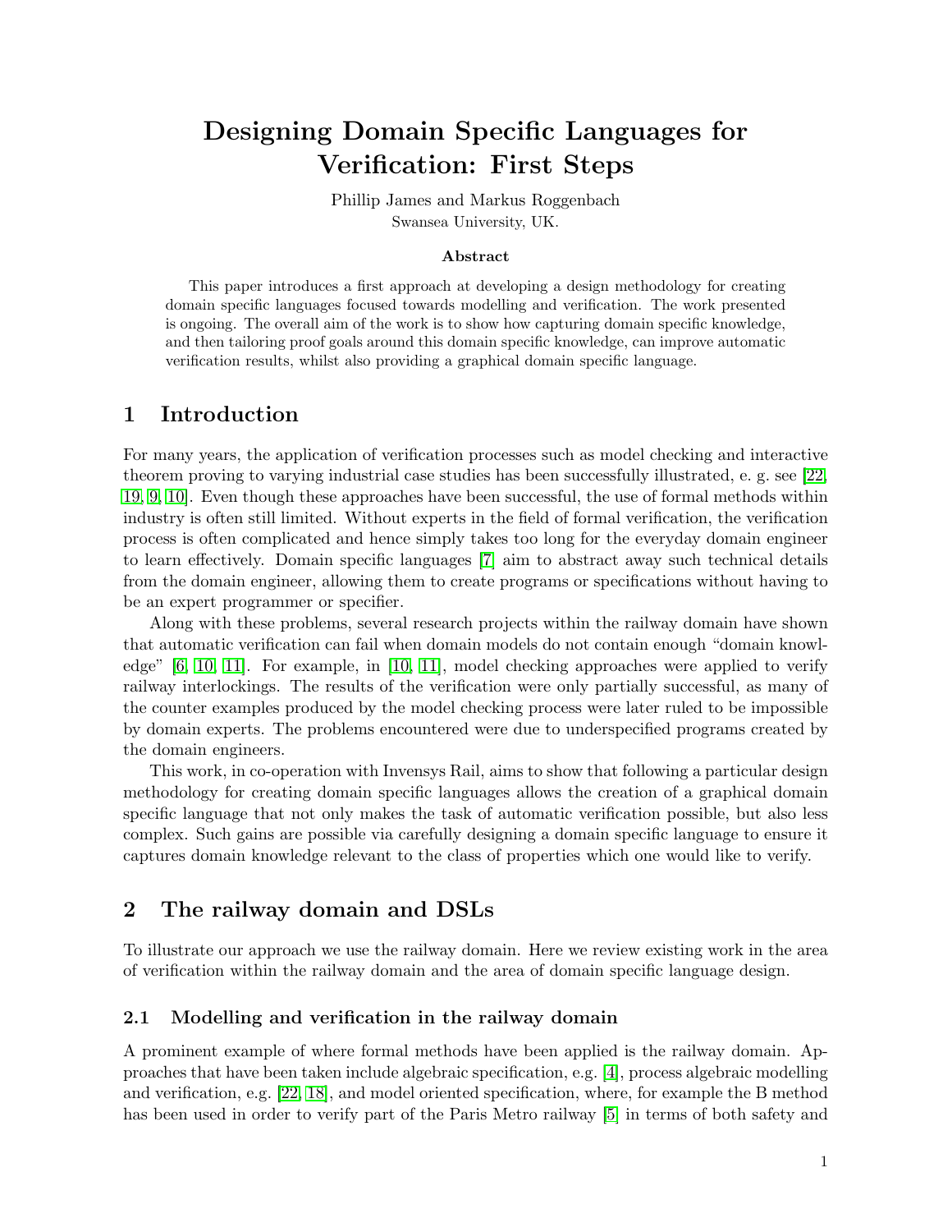# Designing Domain Specific Languages for Verification: First Steps

Phillip James and Markus Roggenbach
Swansea University, UK.

**Abstract**

This paper introduces a first approach at developing a design methodology for creating domain specific languages focused towards modelling and verification. The work presented is ongoing. The overall aim of the work is to show how capturing domain specific knowledge, and then tailoring proof goals around this domain specific knowledge, can improve automatic verification results, whilst also providing a graphical domain specific language.

## 1 Introduction

For many years, the application of verification processes such as model checking and interactive theorem proving to varying industrial case studies has been successfully illustrated, e. g. see [22, 19, 9, 10]. Even though these approaches have been successful, the use of formal methods within industry is often still limited. Without experts in the field of formal verification, the verification process is often complicated and hence simply takes too long for the everyday domain engineer to learn effectively. Domain specific languages [7] aim to abstract away such technical details from the domain engineer, allowing them to create programs or specifications without having to be an expert programmer or specifier.

Along with these problems, several research projects within the railway domain have shown that automatic verification can fail when domain models do not contain enough "domain knowledge" [6, 10, 11]. For example, in [10, 11], model checking approaches were applied to verify railway interlockings. The results of the verification were only partially successful, as many of the counter examples produced by the model checking process were later ruled to be impossible by domain experts. The problems encountered were due to underspecified programs created by the domain engineers.

This work, in co-operation with Invensys Rail, aims to show that following a particular design methodology for creating domain specific languages allows the creation of a graphical domain specific language that not only makes the task of automatic verification possible, but also less complex. Such gains are possible via carefully designing a domain specific language to ensure it captures domain knowledge relevant to the class of properties which one would like to verify.

## 2 The railway domain and DSLs

To illustrate our approach we use the railway domain. Here we review existing work in the area of verification within the railway domain and the area of domain specific language design.

### 2.1 Modelling and verification in the railway domain

A prominent example of where formal methods have been applied is the railway domain. Approaches that have been taken include algebraic specification, e.g. [4], process algebraic modelling and verification, e.g. [22, 18], and model oriented specification, where, for example the B method has been used in order to verify part of the Paris Metro railway [5] in terms of both safety and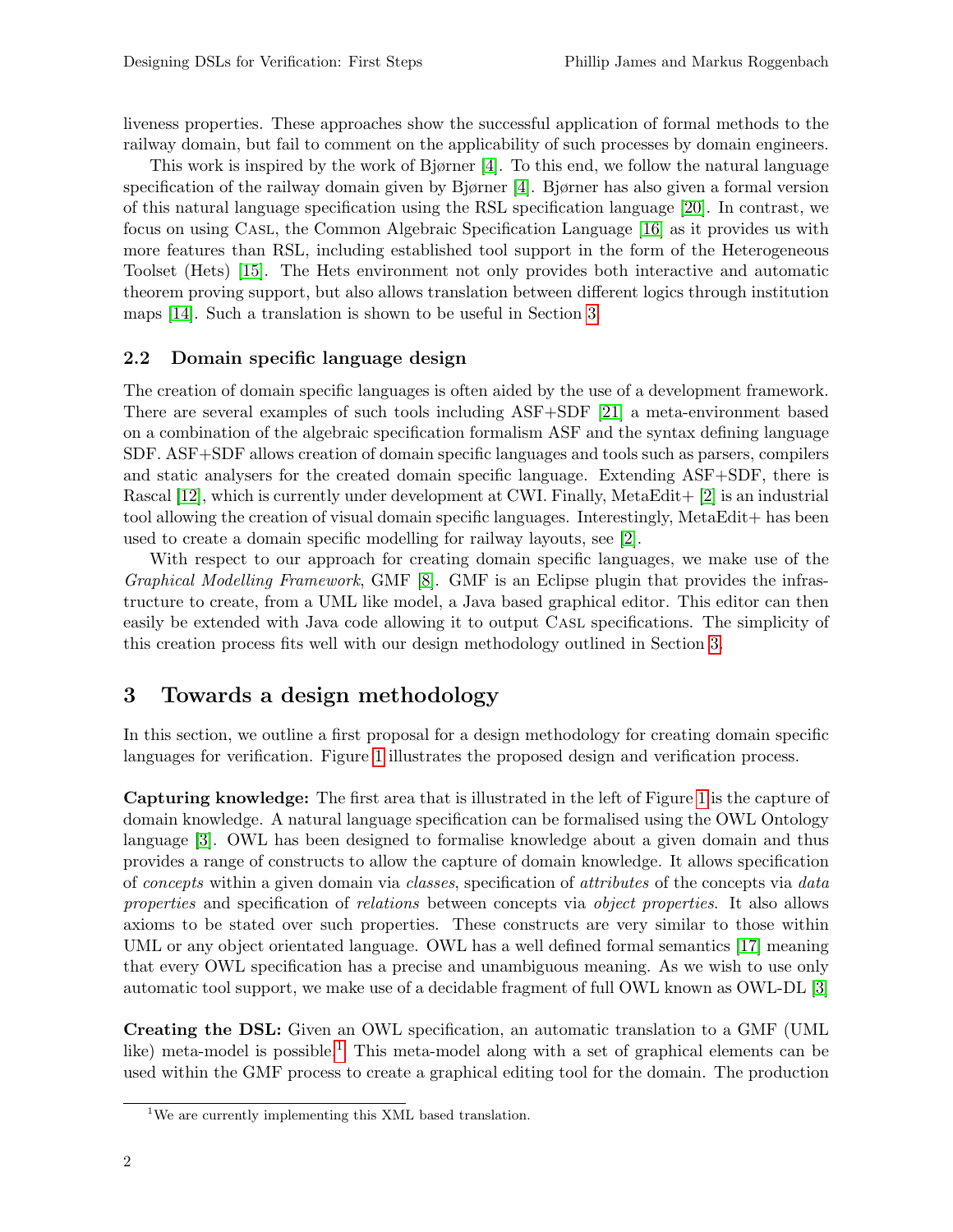liveness properties. These approaches show the successful application of formal methods to the railway domain, but fail to comment on the applicability of such processes by domain engineers.

This work is inspired by the work of Bjørner [4]. To this end, we follow the natural language specification of the railway domain given by Bjørner [4]. Bjørner has also given a formal version of this natural language specification using the RSL specification language [20]. In contrast, we focus on using Casl, the Common Algebraic Specification Language [16] as it provides us with more features than RSL, including established tool support in the form of the Heterogeneous Toolset (Hets) [15]. The Hets environment not only provides both interactive and automatic theorem proving support, but also allows translation between different logics through institution maps [14]. Such a translation is shown to be useful in Section 3.

### 2.2 Domain specific language design

The creation of domain specific languages is often aided by the use of a development framework. There are several examples of such tools including ASF+SDF [21] a meta-environment based on a combination of the algebraic specification formalism ASF and the syntax defining language SDF. ASF+SDF allows creation of domain specific languages and tools such as parsers, compilers and static analysers for the created domain specific language. Extending ASF+SDF, there is Rascal [12], which is currently under development at CWI. Finally, MetaEdit+ [2] is an industrial tool allowing the creation of visual domain specific languages. Interestingly, MetaEdit+ has been used to create a domain specific modelling for railway layouts, see [2].

With respect to our approach for creating domain specific languages, we make use of the *Graphical Modelling Framework*, GMF [8]. GMF is an Eclipse plugin that provides the infrastructure to create, from a UML like model, a Java based graphical editor. This editor can then easily be extended with Java code allowing it to output Casl specifications. The simplicity of this creation process fits well with our design methodology outlined in Section 3.

## 3 Towards a design methodology

In this section, we outline a first proposal for a design methodology for creating domain specific languages for verification. Figure 1 illustrates the proposed design and verification process.

**Capturing knowledge:** The first area that is illustrated in the left of Figure 1 is the capture of domain knowledge. A natural language specification can be formalised using the OWL Ontology language [3]. OWL has been designed to formalise knowledge about a given domain and thus provides a range of constructs to allow the capture of domain knowledge. It allows specification of *concepts* within a given domain via *classes*, specification of *attributes* of the concepts via *data properties* and specification of *relations* between concepts via *object properties*. It also allows axioms to be stated over such properties. These constructs are very similar to those within UML or any object orientated language. OWL has a well defined formal semantics [17] meaning that every OWL specification has a precise and unambiguous meaning. As we wish to use only automatic tool support, we make use of a decidable fragment of full OWL known as OWL-DL [3]

**Creating the DSL:** Given an OWL specification, an automatic translation to a GMF (UML like) meta-model is possible.[1] This meta-model along with a set of graphical elements can be used within the GMF process to create a graphical editing tool for the domain. The production

[1] We are currently implementing this XML based translation.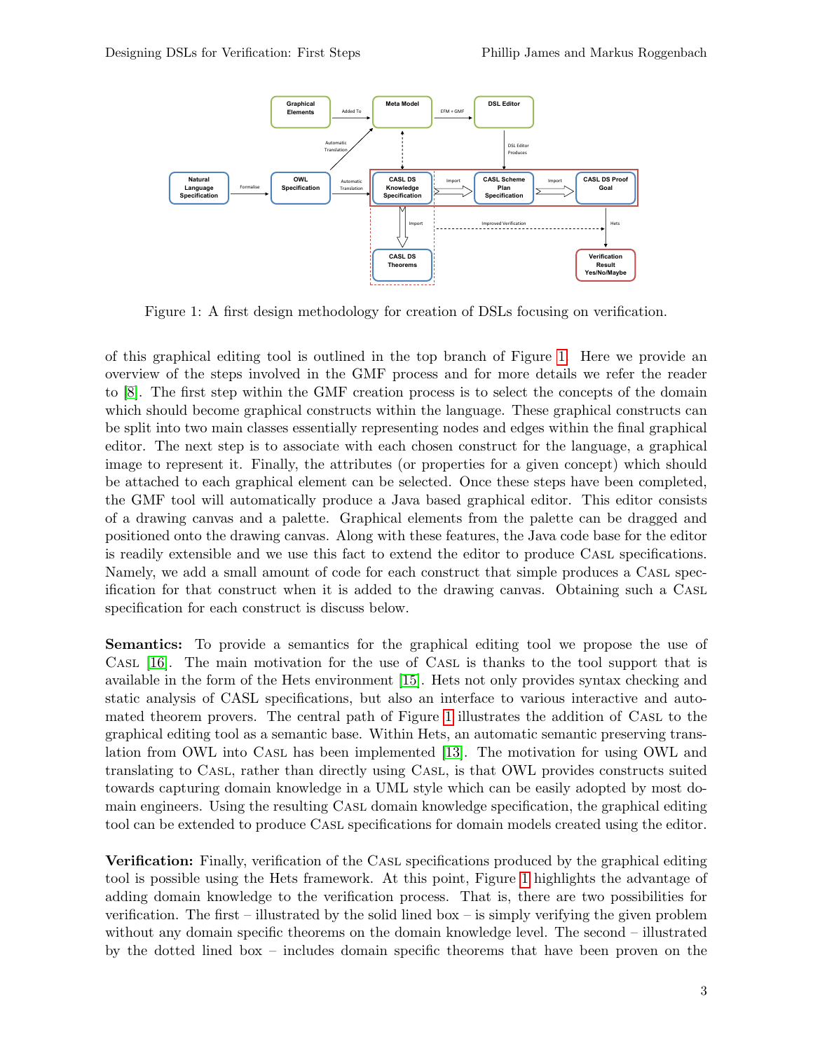Figure 1: A first design methodology for creation of DSLs focusing on verification.

of this graphical editing tool is outlined in the top branch of Figure 1. Here we provide an overview of the steps involved in the GMF process and for more details we refer the reader to [8]. The first step within the GMF creation process is to select the concepts of the domain which should become graphical constructs within the language. These graphical constructs can be split into two main classes essentially representing nodes and edges within the final graphical editor. The next step is to associate with each chosen construct for the language, a graphical image to represent it. Finally, the attributes (or properties for a given concept) which should be attached to each graphical element can be selected. Once these steps have been completed, the GMF tool will automatically produce a Java based graphical editor. This editor consists of a drawing canvas and a palette. Graphical elements from the palette can be dragged and positioned onto the drawing canvas. Along with these features, the Java code base for the editor is readily extensible and we use this fact to extend the editor to produce CASL specifications. Namely, we add a small amount of code for each construct that simple produces a CASL specification for that construct when it is added to the drawing canvas. Obtaining such a CASL specification for each construct is discuss below.

**Semantics:** To provide a semantics for the graphical editing tool we propose the use of CASL [16]. The main motivation for the use of CASL is thanks to the tool support that is available in the form of the Hets environment [15]. Hets not only provides syntax checking and static analysis of CASL specifications, but also an interface to various interactive and automated theorem provers. The central path of Figure 1 illustrates the addition of CASL to the graphical editing tool as a semantic base. Within Hets, an automatic semantic preserving translation from OWL into CASL has been implemented [13]. The motivation for using OWL and translating to CASL, rather than directly using CASL, is that OWL provides constructs suited towards capturing domain knowledge in a UML style which can be easily adopted by most domain engineers. Using the resulting CASL domain knowledge specification, the graphical editing tool can be extended to produce CASL specifications for domain models created using the editor.

**Verification:** Finally, verification of the CASL specifications produced by the graphical editing tool is possible using the Hets framework. At this point, Figure 1 highlights the advantage of adding domain knowledge to the verification process. That is, there are two possibilities for verification. The first – illustrated by the solid lined box – is simply verifying the given problem without any domain specific theorems on the domain knowledge level. The second – illustrated by the dotted lined box – includes domain specific theorems that have been proven on the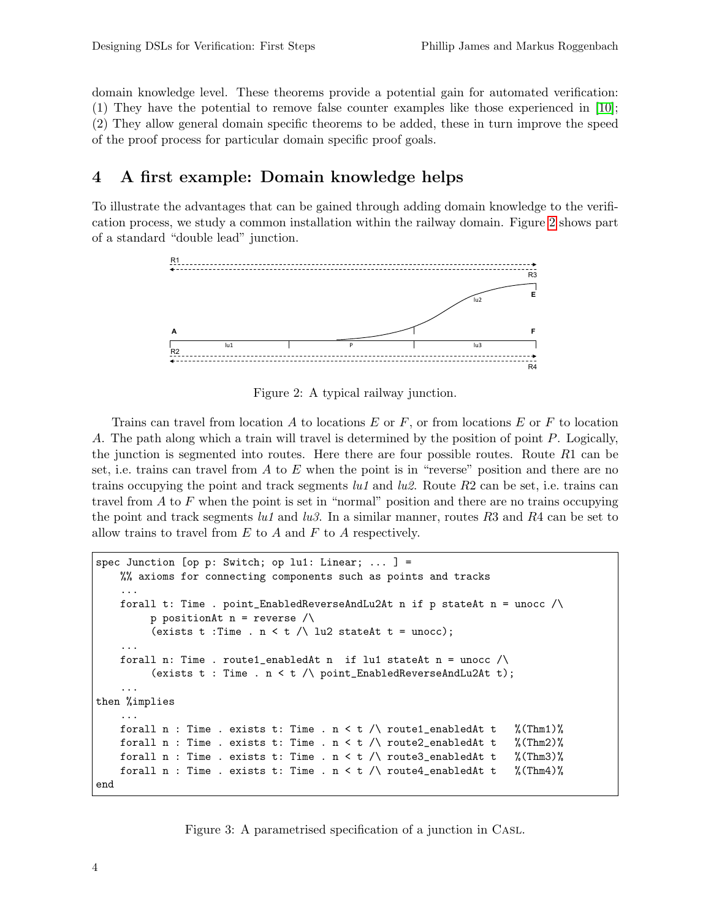domain knowledge level. These theorems provide a potential gain for automated verification: (1) They have the potential to remove false counter examples like those experienced in [10]; (2) They allow general domain specific theorems to be added, these in turn improve the speed of the proof process for particular domain specific proof goals.

## 4 A first example: Domain knowledge helps

To illustrate the advantages that can be gained through adding domain knowledge to the verification process, we study a common installation within the railway domain. Figure 2 shows part of a standard "double lead" junction.

Figure 2: A typical railway junction.

Trains can travel from location $A$ to locations $E$ or $F$, or from locations $E$ or $F$ to location $A$. The path along which a train will travel is determined by the position of point $P$. Logically, the junction is segmented into routes. Here there are four possible routes. Route $R1$ can be set, i.e. trains can travel from $A$ to $E$ when the point is in "reverse" position and there are no trains occupying the point and track segments *lu1* and *lu2*. Route $R2$ can be set, i.e. trains can travel from $A$ to $F$ when the point is set in "normal" position and there are no trains occupying the point and track segments *lu1* and *lu3*. In a similar manner, routes $R3$ and $R4$ can be set to allow trains to travel from $E$ to $A$ and $F$ to $A$ respectively.

```
spec Junction [op p: Switch; op lu1: Linear; ... ] =
    %% axioms for connecting components such as points and tracks
    ...
    forall t: Time . point_EnabledReverseAndLu2At n if p stateAt n = unocc /\
         p positionAt n = reverse /\
         (exists t :Time . n < t /\ lu2 stateAt t = unocc);
    ...
    forall n: Time . route1_enabledAt n  if lu1 stateAt n = unocc /\
         (exists t : Time . n < t /\ point_EnabledReverseAndLu2At t);
    ...
then %implies
    ...
    forall n : Time . exists t: Time . n < t /\ route1_enabledAt t   %(Thm1)%
    forall n : Time . exists t: Time . n < t /\ route2_enabledAt t   %(Thm2)%
    forall n : Time . exists t: Time . n < t /\ route3_enabledAt t   %(Thm3)%
    forall n : Time . exists t: Time . n < t /\ route4_enabledAt t   %(Thm4)%
end
```

Figure 3: A parametrised specification of a junction in Casl.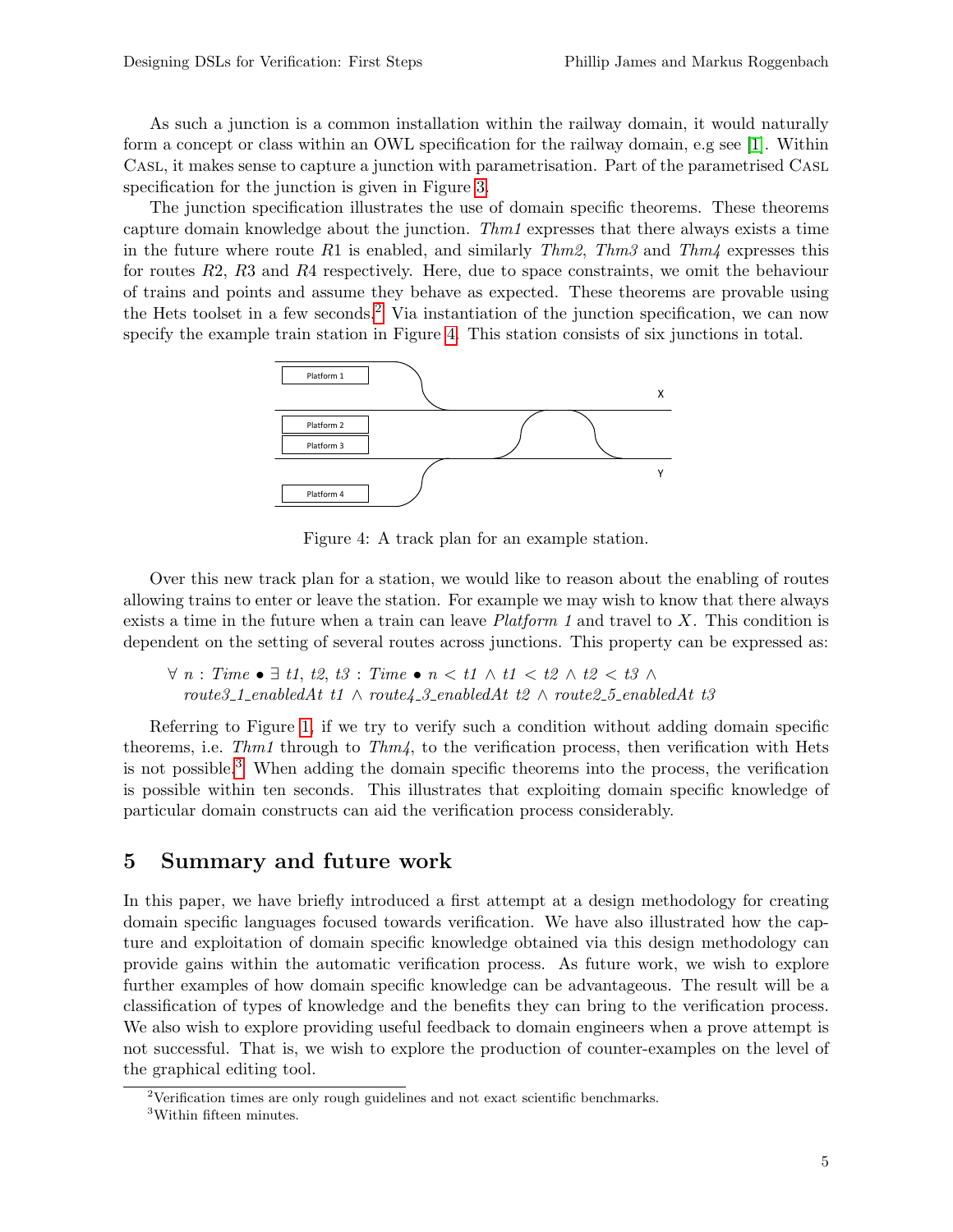As such a junction is a common installation within the railway domain, it would naturally form a concept or class within an OWL specification for the railway domain, e.g see [1]. Within CASL, it makes sense to capture a junction with parametrisation. Part of the parametrised CASL specification for the junction is given in Figure 3.

The junction specification illustrates the use of domain specific theorems. These theorems capture domain knowledge about the junction. *Thm1* expresses that there always exists a time in the future where route $R1$ is enabled, and similarly *Thm2*, *Thm3* and *Thm4* expresses this for routes $R2$, $R3$ and $R4$ respectively. Here, due to space constraints, we omit the behaviour of trains and points and assume they behave as expected. These theorems are provable using the Hets toolset in a few seconds.[2] Via instantiation of the junction specification, we can now specify the example train station in Figure 4. This station consists of six junctions in total.

Figure 4: A track plan for an example station.

Over this new track plan for a station, we would like to reason about the enabling of routes allowing trains to enter or leave the station. For example we may wish to know that there always exists a time in the future when a train can leave *Platform 1* and travel to $X$. This condition is dependent on the setting of several routes across junctions. This property can be expressed as:

$$\forall\ n : Time \bullet \exists\ t1, t2, t3 : Time \bullet n < t1 \wedge t1 < t2 \wedge t2 < t3 \wedge$$
$$route3\_1\_enabledAt\ t1 \wedge route4\_3\_enabledAt\ t2 \wedge route2\_5\_enabledAt\ t3$$

Referring to Figure 1, if we try to verify such a condition without adding domain specific theorems, i.e. *Thm1* through to *Thm4*, to the verification process, then verification with Hets is not possible.[3] When adding the domain specific theorems into the process, the verification is possible within ten seconds. This illustrates that exploiting domain specific knowledge of particular domain constructs can aid the verification process considerably.

## 5 Summary and future work

In this paper, we have briefly introduced a first attempt at a design methodology for creating domain specific languages focused towards verification. We have also illustrated how the capture and exploitation of domain specific knowledge obtained via this design methodology can provide gains within the automatic verification process. As future work, we wish to explore further examples of how domain specific knowledge can be advantageous. The result will be a classification of types of knowledge and the benefits they can bring to the verification process. We also wish to explore providing useful feedback to domain engineers when a prove attempt is not successful. That is, we wish to explore the production of counter-examples on the level of the graphical editing tool.

[2] Verification times are only rough guidelines and not exact scientific benchmarks.

[3] Within fifteen minutes.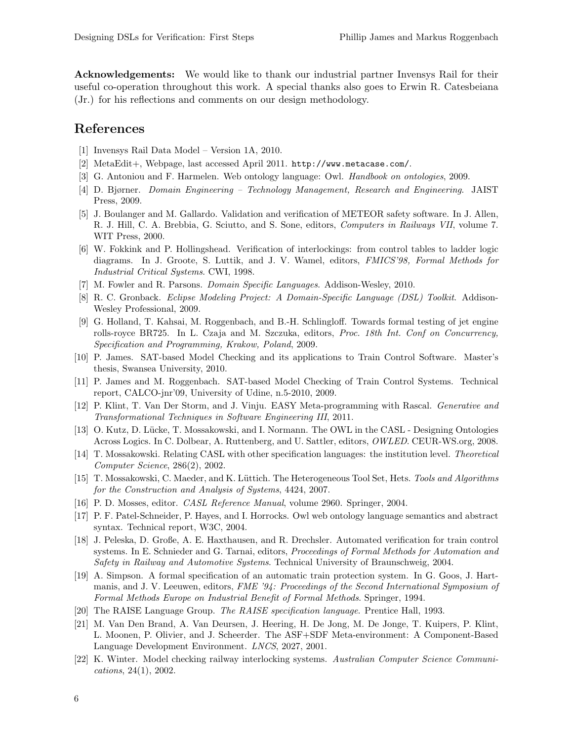**Acknowledgements:** We would like to thank our industrial partner Invensys Rail for their useful co-operation throughout this work. A special thanks also goes to Erwin R. Catesbeiana (Jr.) for his reflections and comments on our design methodology.

## References

[1] Invensys Rail Data Model – Version 1A, 2010.

[2] MetaEdit+, Webpage, last accessed April 2011. `http://www.metacase.com/`.

[3] G. Antoniou and F. Harmelen. Web ontology language: Owl. *Handbook on ontologies*, 2009.

[4] D. Bjørner. *Domain Engineering – Technology Management, Research and Engineering*. JAIST Press, 2009.

[5] J. Boulanger and M. Gallardo. Validation and verification of METEOR safety software. In J. Allen, R. J. Hill, C. A. Brebbia, G. Sciutto, and S. Sone, editors, *Computers in Railways VII*, volume 7. WIT Press, 2000.

[6] W. Fokkink and P. Hollingshead. Verification of interlockings: from control tables to ladder logic diagrams. In J. Groote, S. Luttik, and J. V. Wamel, editors, *FMICS'98, Formal Methods for Industrial Critical Systems*. CWI, 1998.

[7] M. Fowler and R. Parsons. *Domain Specific Languages*. Addison-Wesley, 2010.

[8] R. C. Gronback. *Eclipse Modeling Project: A Domain-Specific Language (DSL) Toolkit*. Addison-Wesley Professional, 2009.

[9] G. Holland, T. Kahsai, M. Roggenbach, and B.-H. Schlingloff. Towards formal testing of jet engine rolls-royce BR725. In L. Czaja and M. Szczuka, editors, *Proc. 18th Int. Conf on Concurrency, Specification and Programming, Krakow, Poland*, 2009.

[10] P. James. SAT-based Model Checking and its applications to Train Control Software. Master's thesis, Swansea University, 2010.

[11] P. James and M. Roggenbach. SAT-based Model Checking of Train Control Systems. Technical report, CALCO-jnr'09, University of Udine, n.5-2010, 2009.

[12] P. Klint, T. Van Der Storm, and J. Vinju. EASY Meta-programming with Rascal. *Generative and Transformational Techniques in Software Engineering III*, 2011.

[13] O. Kutz, D. Lücke, T. Mossakowski, and I. Normann. The OWL in the CASL - Designing Ontologies Across Logics. In C. Dolbear, A. Ruttenberg, and U. Sattler, editors, *OWLED*. CEUR-WS.org, 2008.

[14] T. Mossakowski. Relating CASL with other specification languages: the institution level. *Theoretical Computer Science*, 286(2), 2002.

[15] T. Mossakowski, C. Maeder, and K. Lüttich. The Heterogeneous Tool Set, Hets. *Tools and Algorithms for the Construction and Analysis of Systems*, 4424, 2007.

[16] P. D. Mosses, editor. *CASL Reference Manual*, volume 2960. Springer, 2004.

[17] P. F. Patel-Schneider, P. Hayes, and I. Horrocks. Owl web ontology language semantics and abstract syntax. Technical report, W3C, 2004.

[18] J. Peleska, D. Große, A. E. Haxthausen, and R. Drechsler. Automated verification for train control systems. In E. Schnieder and G. Tarnai, editors, *Proceedings of Formal Methods for Automation and Safety in Railway and Automotive Systems*. Technical University of Braunschweig, 2004.

[19] A. Simpson. A formal specification of an automatic train protection system. In G. Goos, J. Hartmanis, and J. V. Leeuwen, editors, *FME '94: Proceedings of the Second International Symposium of Formal Methods Europe on Industrial Benefit of Formal Methods*. Springer, 1994.

[20] The RAISE Language Group. *The RAISE specification language*. Prentice Hall, 1993.

[21] M. Van Den Brand, A. Van Deursen, J. Heering, H. De Jong, M. De Jonge, T. Kuipers, P. Klint, L. Moonen, P. Olivier, and J. Scheerder. The ASF+SDF Meta-environment: A Component-Based Language Development Environment. *LNCS*, 2027, 2001.

[22] K. Winter. Model checking railway interlocking systems. *Australian Computer Science Communications*, 24(1), 2002.